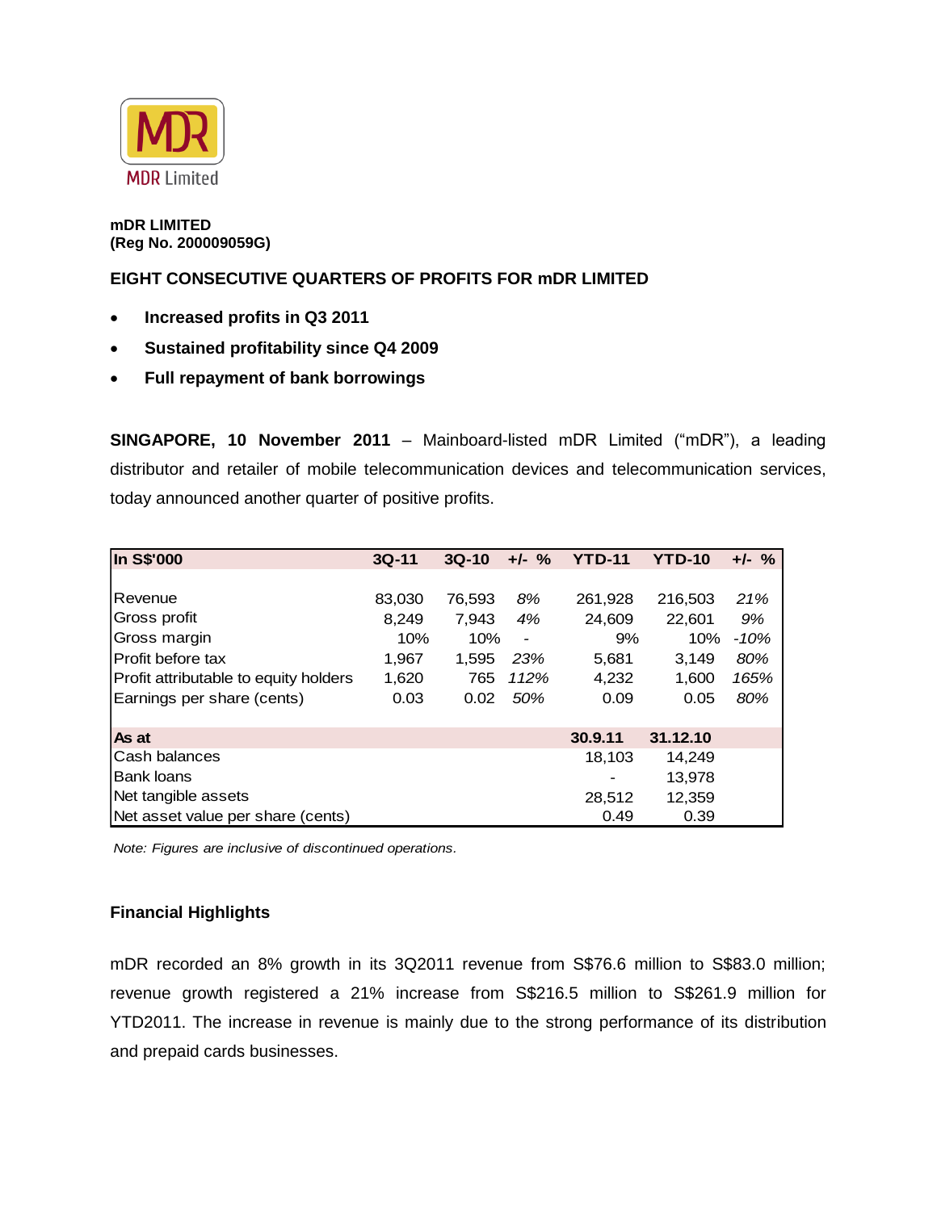**mDR LIMITED**
**(Reg No. 200009059G)**

## EIGHT CONSECUTIVE QUARTERS OF PROFITS FOR mDR LIMITED

- **Increased profits in Q3 2011**
- **Sustained profitability since Q4 2009**
- **Full repayment of bank borrowings**

**SINGAPORE, 10 November 2011** – Mainboard-listed mDR Limited ("mDR"), a leading distributor and retailer of mobile telecommunication devices and telecommunication services, today announced another quarter of positive profits.

| In S$'000 | 3Q-11 | 3Q-10 | +/- % | YTD-11 | YTD-10 | +/- % |
|---|---|---|---|---|---|---|
| Revenue | 83,030 | 76,593 | *8%* | 261,928 | 216,503 | *21%* |
| Gross profit | 8,249 | 7,943 | *4%* | 24,609 | 22,601 | *9%* |
| Gross margin | 10% | 10% | - | 9% | 10% | *-10%* |
| Profit before tax | 1,967 | 1,595 | *23%* | 5,681 | 3,149 | *80%* |
| Profit attributable to equity holders | 1,620 | 765 | *112%* | 4,232 | 1,600 | *165%* |
| Earnings per share (cents) | 0.03 | 0.02 | *50%* | 0.09 | 0.05 | *80%* |
| **As at** | | | | **30.9.11** | **31.12.10** | |
| Cash balances | | | | 18,103 | 14,249 | |
| Bank loans | | | | - | 13,978 | |
| Net tangible assets | | | | 28,512 | 12,359 | |
| Net asset value per share (cents) | | | | 0.49 | 0.39 | |

*Note: Figures are inclusive of discontinued operations.*

### Financial Highlights

mDR recorded an 8% growth in its 3Q2011 revenue from S$76.6 million to S$83.0 million; revenue growth registered a 21% increase from S$216.5 million to S$261.9 million for YTD2011. The increase in revenue is mainly due to the strong performance of its distribution and prepaid cards businesses.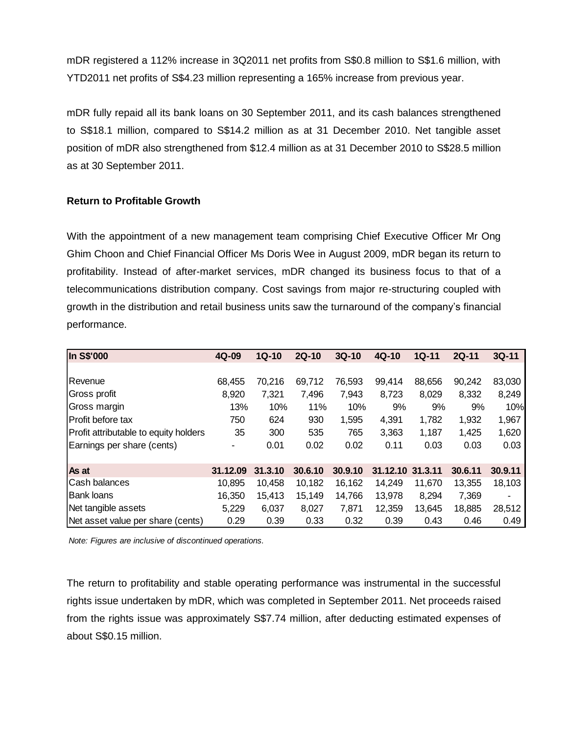mDR registered a 112% increase in 3Q2011 net profits from S$0.8 million to S$1.6 million, with YTD2011 net profits of S$4.23 million representing a 165% increase from previous year.

mDR fully repaid all its bank loans on 30 September 2011, and its cash balances strengthened to S$18.1 million, compared to S$14.2 million as at 31 December 2010. Net tangible asset position of mDR also strengthened from $12.4 million as at 31 December 2010 to S$28.5 million as at 30 September 2011.

**Return to Profitable Growth**

With the appointment of a new management team comprising Chief Executive Officer Mr Ong Ghim Choon and Chief Financial Officer Ms Doris Wee in August 2009, mDR began its return to profitability. Instead of after-market services, mDR changed its business focus to that of a telecommunications distribution company. Cost savings from major re-structuring coupled with growth in the distribution and retail business units saw the turnaround of the company's financial performance.

| In S$'000 | 4Q-09 | 1Q-10 | 2Q-10 | 3Q-10 | 4Q-10 | 1Q-11 | 2Q-11 | 3Q-11 |
|---|---|---|---|---|---|---|---|---|
| Revenue | 68,455 | 70,216 | 69,712 | 76,593 | 99,414 | 88,656 | 90,242 | 83,030 |
| Gross profit | 8,920 | 7,321 | 7,496 | 7,943 | 8,723 | 8,029 | 8,332 | 8,249 |
| Gross margin | 13% | 10% | 11% | 10% | 9% | 9% | 9% | 10% |
| Profit before tax | 750 | 624 | 930 | 1,595 | 4,391 | 1,782 | 1,932 | 1,967 |
| Profit attributable to equity holders | 35 | 300 | 535 | 765 | 3,363 | 1,187 | 1,425 | 1,620 |
| Earnings per share (cents) | - | 0.01 | 0.02 | 0.02 | 0.11 | 0.03 | 0.03 | 0.03 |
| **As at** | **31.12.09** | **31.3.10** | **30.6.10** | **30.9.10** | **31.12.10** | **31.3.11** | **30.6.11** | **30.9.11** |
| Cash balances | 10,895 | 10,458 | 10,182 | 16,162 | 14,249 | 11,670 | 13,355 | 18,103 |
| Bank loans | 16,350 | 15,413 | 15,149 | 14,766 | 13,978 | 8,294 | 7,369 | - |
| Net tangible assets | 5,229 | 6,037 | 8,027 | 7,871 | 12,359 | 13,645 | 18,885 | 28,512 |
| Net asset value per share (cents) | 0.29 | 0.39 | 0.33 | 0.32 | 0.39 | 0.43 | 0.46 | 0.49 |

*Note: Figures are inclusive of discontinued operations.*

The return to profitability and stable operating performance was instrumental in the successful rights issue undertaken by mDR, which was completed in September 2011. Net proceeds raised from the rights issue was approximately S$7.74 million, after deducting estimated expenses of about S$0.15 million.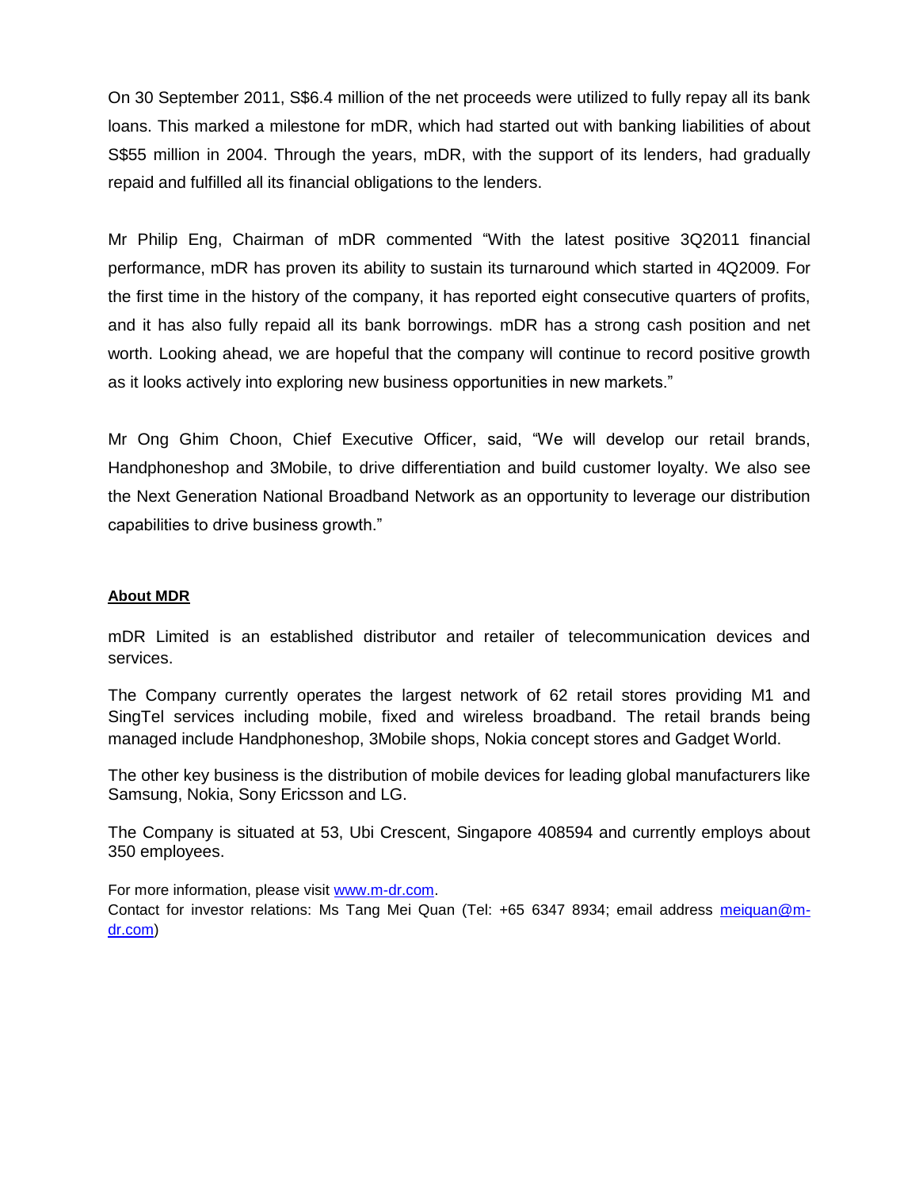On 30 September 2011, S$6.4 million of the net proceeds were utilized to fully repay all its bank loans. This marked a milestone for mDR, which had started out with banking liabilities of about S$55 million in 2004. Through the years, mDR, with the support of its lenders, had gradually repaid and fulfilled all its financial obligations to the lenders.

Mr Philip Eng, Chairman of mDR commented "With the latest positive 3Q2011 financial performance, mDR has proven its ability to sustain its turnaround which started in 4Q2009. For the first time in the history of the company, it has reported eight consecutive quarters of profits, and it has also fully repaid all its bank borrowings. mDR has a strong cash position and net worth. Looking ahead, we are hopeful that the company will continue to record positive growth as it looks actively into exploring new business opportunities in new markets."

Mr Ong Ghim Choon, Chief Executive Officer, said, "We will develop our retail brands, Handphoneshop and 3Mobile, to drive differentiation and build customer loyalty. We also see the Next Generation National Broadband Network as an opportunity to leverage our distribution capabilities to drive business growth."

**About MDR**

mDR Limited is an established distributor and retailer of telecommunication devices and services.

The Company currently operates the largest network of 62 retail stores providing M1 and SingTel services including mobile, fixed and wireless broadband. The retail brands being managed include Handphoneshop, 3Mobile shops, Nokia concept stores and Gadget World.

The other key business is the distribution of mobile devices for leading global manufacturers like Samsung, Nokia, Sony Ericsson and LG.

The Company is situated at 53, Ubi Crescent, Singapore 408594 and currently employs about 350 employees.

For more information, please visit www.m-dr.com.
Contact for investor relations: Ms Tang Mei Quan (Tel: +65 6347 8934; email address meiquan@m-dr.com)